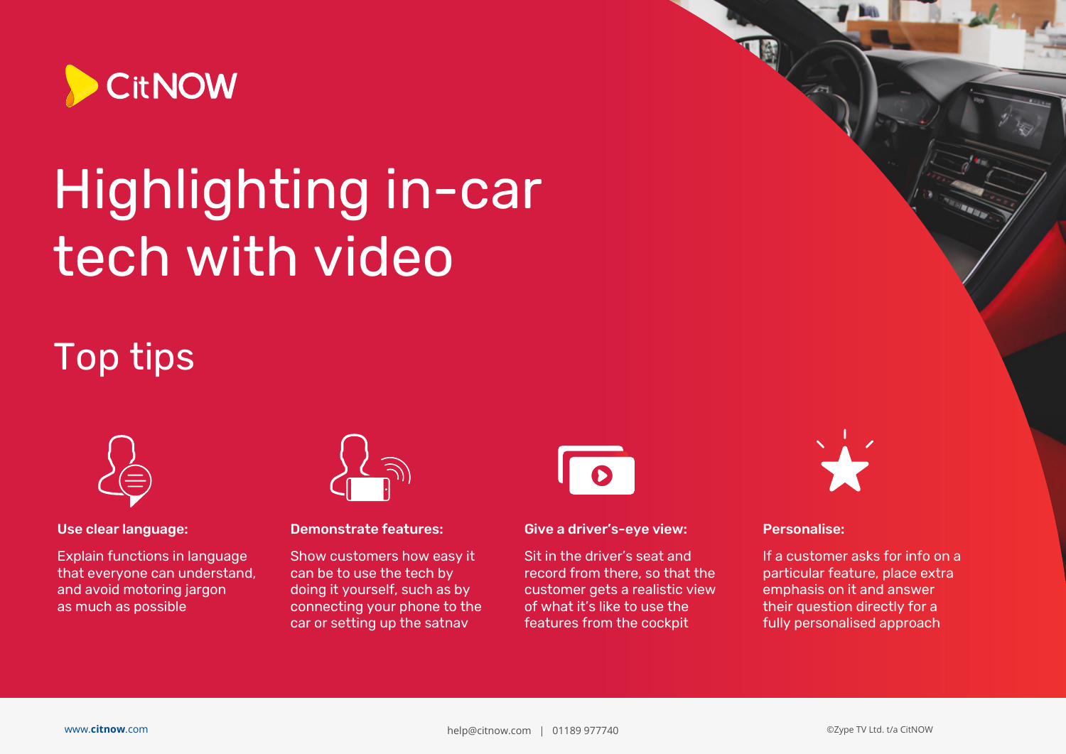CitNOW

# Highlighting in-car tech with video

## Top tips

**Use clear language:**

Explain functions in language that everyone can understand, and avoid motoring jargon as much as possible

**Demonstrate features:**

Show customers how easy it can be to use the tech by doing it yourself, such as by connecting your phone to the car or setting up the satnav

**Give a driver's-eye view:**

Sit in the driver's seat and record from there, so that the customer gets a realistic view of what it's like to use the features from the cockpit

**Personalise:**

If a customer asks for info on a particular feature, place extra emphasis on it and answer their question directly for a fully personalised approach

www.citnow.com

help@citnow.com | 01189 977740

©Zype TV Ltd. t/a CitNOW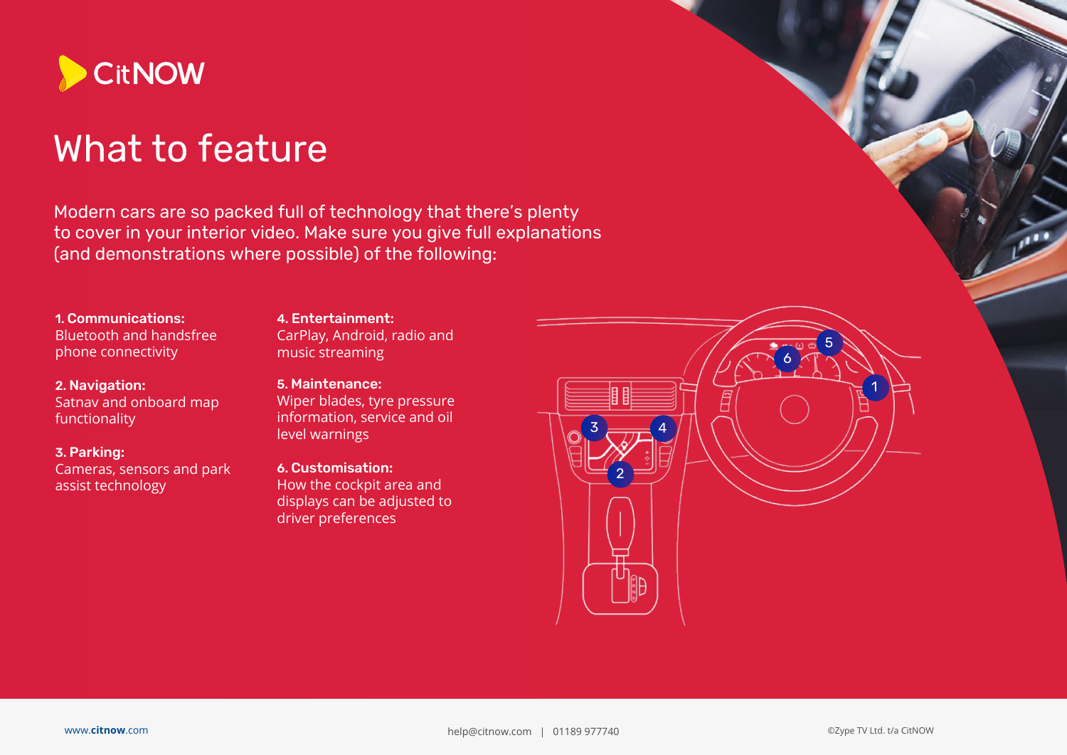CitNOW

# What to feature

Modern cars are so packed full of technology that there's plenty to cover in your interior video. Make sure you give full explanations (and demonstrations where possible) of the following:

**1. Communications:**
Bluetooth and handsfree phone connectivity

**2. Navigation:**
Satnav and onboard map functionality

**3. Parking:**
Cameras, sensors and park assist technology

**4. Entertainment:**
CarPlay, Android, radio and music streaming

**5. Maintenance:**
Wiper blades, tyre pressure information, service and oil level warnings

**6. Customisation:**
How the cockpit area and displays can be adjusted to driver preferences

www.citnow.com

help@citnow.com | 01189 977740

©Zype TV Ltd. t/a CitNOW